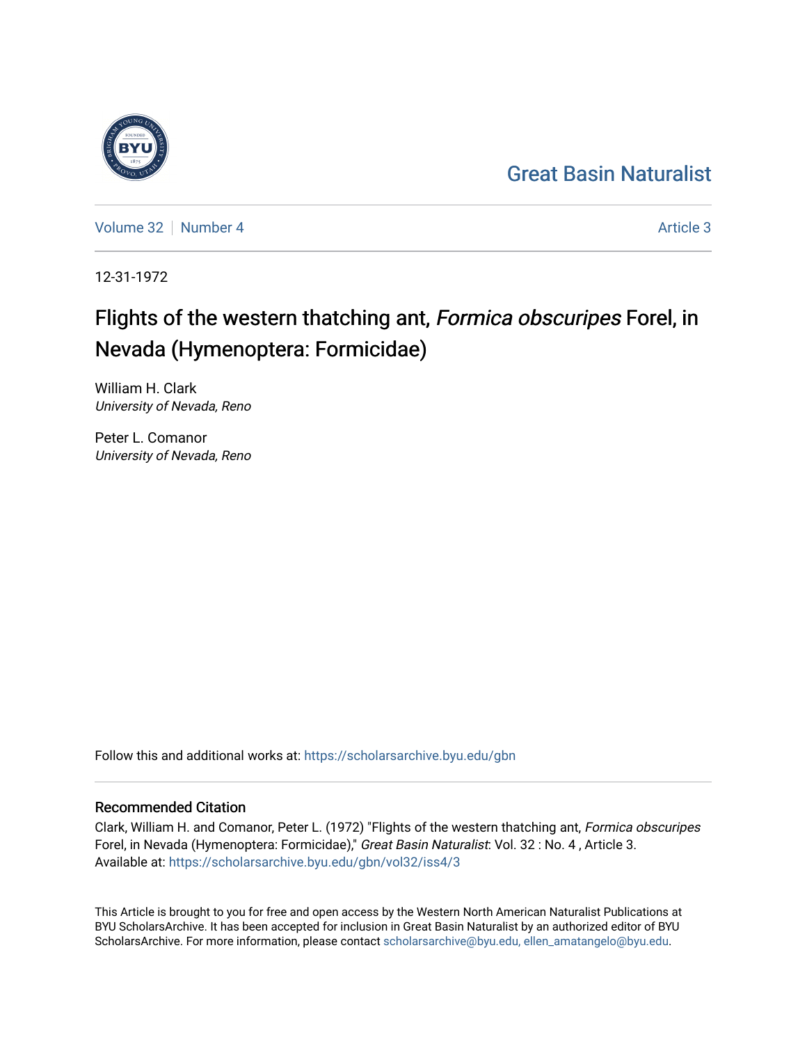Great Basin Naturalist

Volume 32 | Number 4 — Article 3

12-31-1972

# Flights of the western thatching ant, *Formica obscuripes* Forel, in Nevada (Hymenoptera: Formicidae)

William H. Clark
*University of Nevada, Reno*

Peter L. Comanor
*University of Nevada, Reno*

Follow this and additional works at: https://scholarsarchive.byu.edu/gbn

## Recommended Citation

Clark, William H. and Comanor, Peter L. (1972) "Flights of the western thatching ant, *Formica obscuripes* Forel, in Nevada (Hymenoptera: Formicidae)," *Great Basin Naturalist*: Vol. 32 : No. 4 , Article 3.
Available at: https://scholarsarchive.byu.edu/gbn/vol32/iss4/3

This Article is brought to you for free and open access by the Western North American Naturalist Publications at BYU ScholarsArchive. It has been accepted for inclusion in Great Basin Naturalist by an authorized editor of BYU ScholarsArchive. For more information, please contact scholarsarchive@byu.edu, ellen_amatangelo@byu.edu.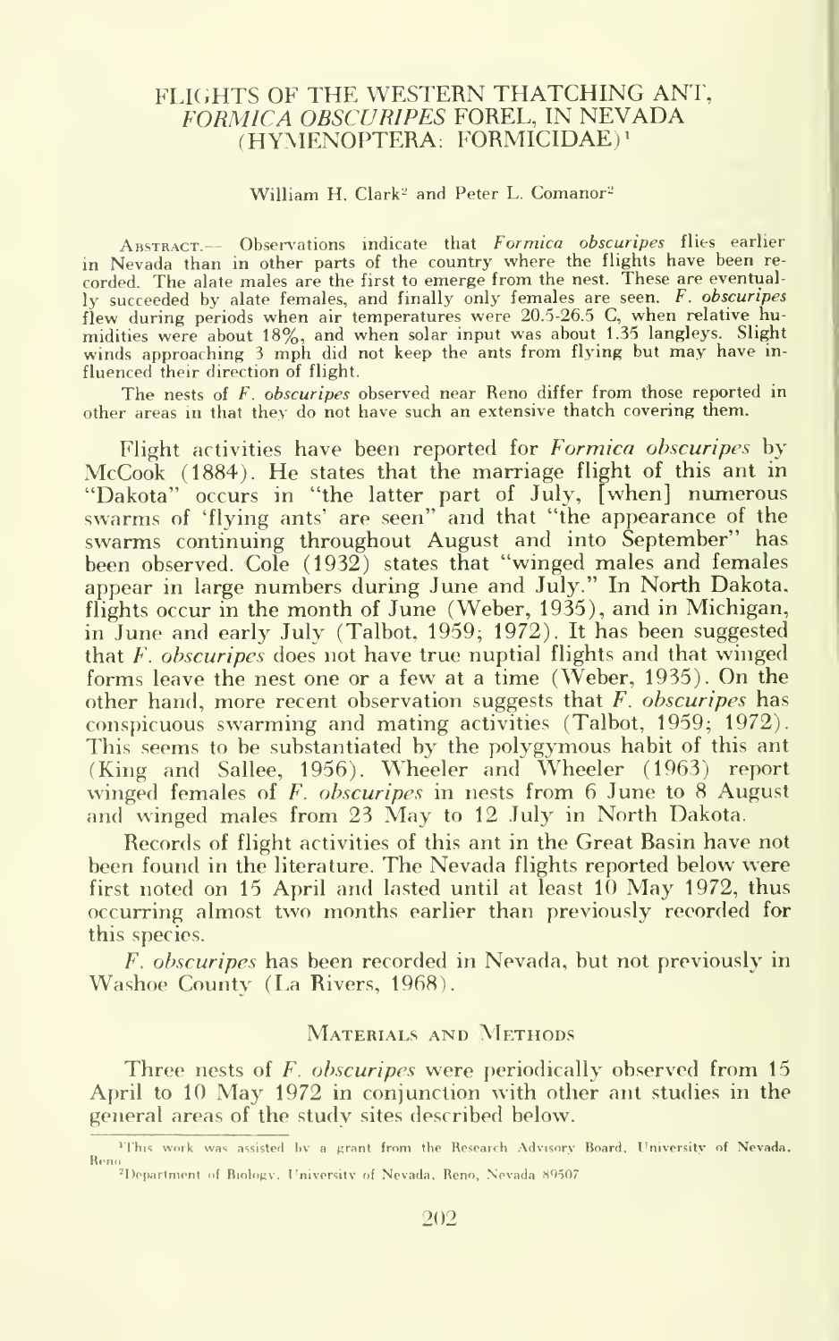# FLIGHTS OF THE WESTERN THATCHING ANT, *FORMICA OBSCURIPES* FOREL, IN NEVADA (HYMENOPTERA: FORMICIDAE)[1]

William H. Clark[2] and Peter L. Comanor[2]

Abstract.— Observations indicate that *Formica obscuripes* flies earlier in Nevada than in other parts of the country where the flights have been recorded. The alate males are the first to emerge from the nest. These are eventually succeeded by alate females, and finally only females are seen. *F. obscuripes* flew during periods when air temperatures were 20.5-26.5 C, when relative humidities were about 18%, and when solar input was about 1.35 langleys. Slight winds approaching 3 mph did not keep the ants from flying but may have influenced their direction of flight.

The nests of *F. obscuripes* observed near Reno differ from those reported in other areas in that they do not have such an extensive thatch covering them.

Flight activities have been reported for *Formica obscuripes* by McCook (1884). He states that the marriage flight of this ant in "Dakota" occurs in "the latter part of July, [when] numerous swarms of 'flying ants' are seen" and that "the appearance of the swarms continuing throughout August and into September" has been observed. Cole (1932) states that "winged males and females appear in large numbers during June and July." In North Dakota, flights occur in the month of June (Weber, 1935), and in Michigan, in June and early July (Talbot, 1959; 1972). It has been suggested that *F. obscuripes* does not have true nuptial flights and that winged forms leave the nest one or a few at a time (Weber, 1935). On the other hand, more recent observation suggests that *F. obscuripes* has conspicuous swarming and mating activities (Talbot, 1959; 1972). This seems to be substantiated by the polygymous habit of this ant (King and Sallee, 1956). Wheeler and Wheeler (1963) report winged females of *F. obscuripes* in nests from 6 June to 8 August and winged males from 23 May to 12 July in North Dakota.

Records of flight activities of this ant in the Great Basin have not been found in the literature. The Nevada flights reported below were first noted on 15 April and lasted until at least 10 May 1972, thus occurring almost two months earlier than previously recorded for this species.

*F. obscuripes* has been recorded in Nevada, but not previously in Washoe County (La Rivers, 1968).

## Materials and Methods

Three nests of *F. obscuripes* were periodically observed from 15 April to 10 May 1972 in conjunction with other ant studies in the general areas of the study sites described below.

[1] This work was assisted by a grant from the Research Advisory Board, University of Nevada, Reno.

[2] Department of Biology, University of Nevada, Reno, Nevada 89507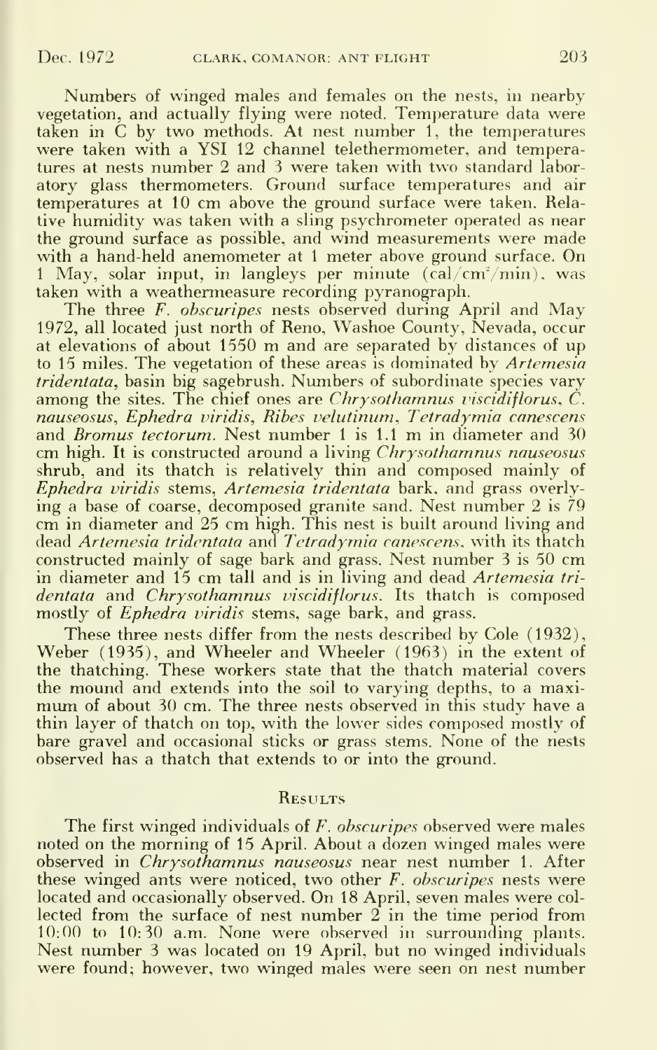Numbers of winged males and females on the nests, in nearby vegetation, and actually flying were noted. Temperature data were taken in C by two methods. At nest number 1, the temperatures were taken with a YSI 12 channel telethermometer, and temperatures at nests number 2 and 3 were taken with two standard laboratory glass thermometers. Ground surface temperatures and air temperatures at 10 cm above the ground surface were taken. Relative humidity was taken with a sling psychrometer operated as near the ground surface as possible, and wind measurements were made with a hand-held anemometer at 1 meter above ground surface. On 1 May, solar input, in langleys per minute ($cal/cm^2/min$), was taken with a weathermeasure recording pyranograph.

The three *F. obscuripes* nests observed during April and May 1972, all located just north of Reno, Washoe County, Nevada, occur at elevations of about 1550 m and are separated by distances of up to 15 miles. The vegetation of these areas is dominated by *Artemesia tridentata*, basin big sagebrush. Numbers of subordinate species vary among the sites. The chief ones are *Chrysothamnus viscidiflorus*, *C. nauseosus*, *Ephedra viridis*, *Ribes velutinum*, *Tetradymia canescens* and *Bromus tectorum*. Nest number 1 is 1.1 m in diameter and 30 cm high. It is constructed around a living *Chrysothamnus nauseosus* shrub, and its thatch is relatively thin and composed mainly of *Ephedra viridis* stems, *Artemesia tridentata* bark, and grass overlying a base of coarse, decomposed granite sand. Nest number 2 is 79 cm in diameter and 25 cm high. This nest is built around living and dead *Artemesia tridentata* and *Tetradymia canescens*, with its thatch constructed mainly of sage bark and grass. Nest number 3 is 50 cm in diameter and 15 cm tall and is in living and dead *Artemesia tridentata* and *Chrysothamnus viscidiflorus*. Its thatch is composed mostly of *Ephedra viridis* stems, sage bark, and grass.

These three nests differ from the nests described by Cole (1932), Weber (1935), and Wheeler and Wheeler (1963) in the extent of the thatching. These workers state that the thatch material covers the mound and extends into the soil to varying depths, to a maximum of about 30 cm. The three nests observed in this study have a thin layer of thatch on top, with the lower sides composed mostly of bare gravel and occasional sticks or grass stems. None of the nests observed has a thatch that extends to or into the ground.

## Results

The first winged individuals of *F. obscuripes* observed were males noted on the morning of 15 April. About a dozen winged males were observed in *Chrysothamnus nauseosus* near nest number 1. After these winged ants were noticed, two other *F. obscuripes* nests were located and occasionally observed. On 18 April, seven males were collected from the surface of nest number 2 in the time period from 10:00 to 10:30 a.m. None were observed in surrounding plants. Nest number 3 was located on 19 April, but no winged individuals were found; however, two winged males were seen on nest number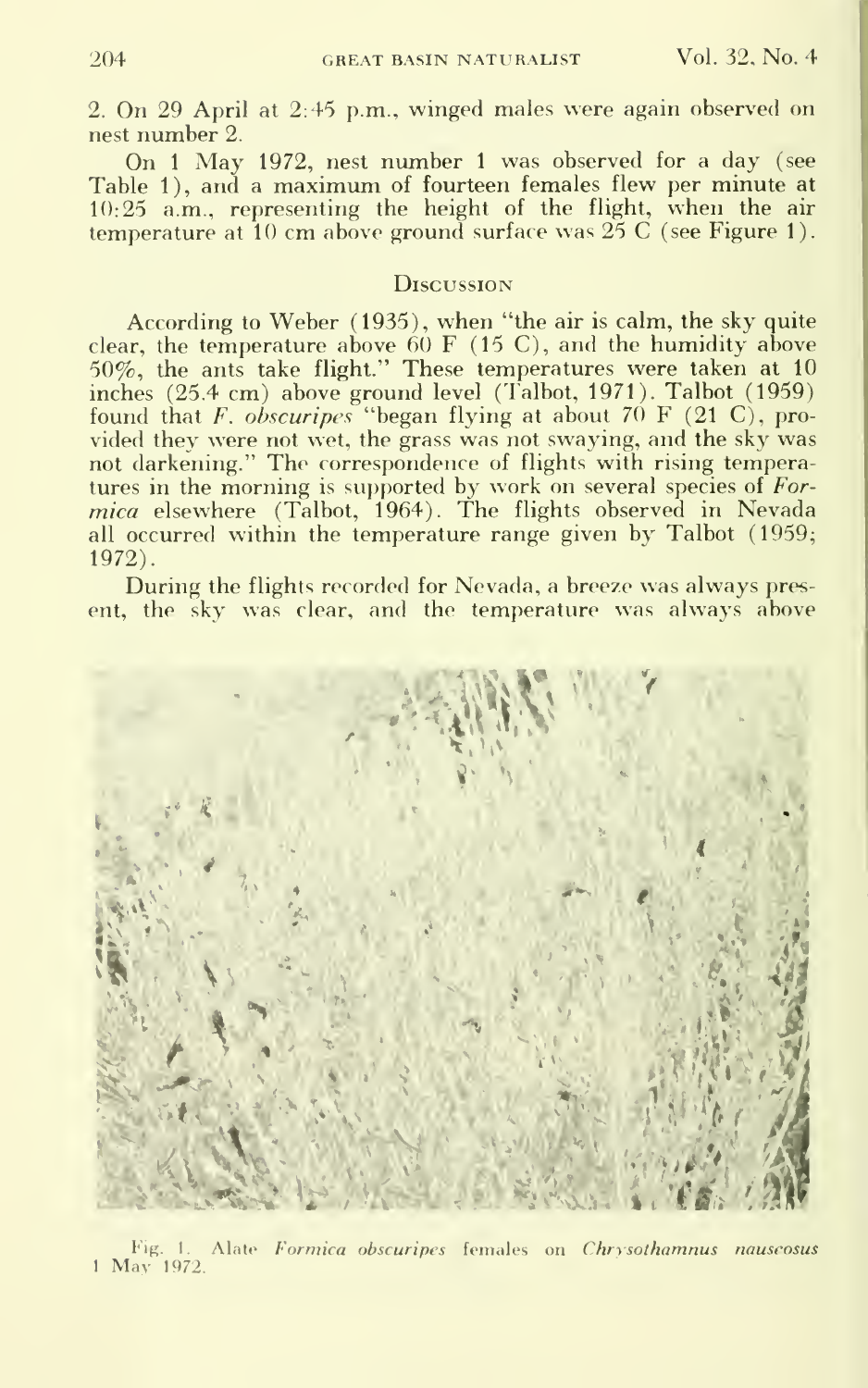2. On 29 April at 2:45 p.m., winged males were again observed on nest number 2.

On 1 May 1972, nest number 1 was observed for a day (see Table 1), and a maximum of fourteen females flew per minute at 10:25 a.m., representing the height of the flight, when the air temperature at 10 cm above ground surface was 25 C (see Figure 1).

## Discussion

According to Weber (1935), when "the air is calm, the sky quite clear, the temperature above 60 F (15 C), and the humidity above 50%, the ants take flight." These temperatures were taken at 10 inches (25.4 cm) above ground level (Talbot, 1971). Talbot (1959) found that *F. obscuripes* "began flying at about 70 F (21 C), provided they were not wet, the grass was not swaying, and the sky was not darkening." The correspondence of flights with rising temperatures in the morning is supported by work on several species of *Formica* elsewhere (Talbot, 1964). The flights observed in Nevada all occurred within the temperature range given by Talbot (1959; 1972).

During the flights recorded for Nevada, a breeze was always present, the sky was clear, and the temperature was always above

Fig. 1. Alate *Formica obscuripes* females on *Chrysothamnus nauseosus* 1 May 1972.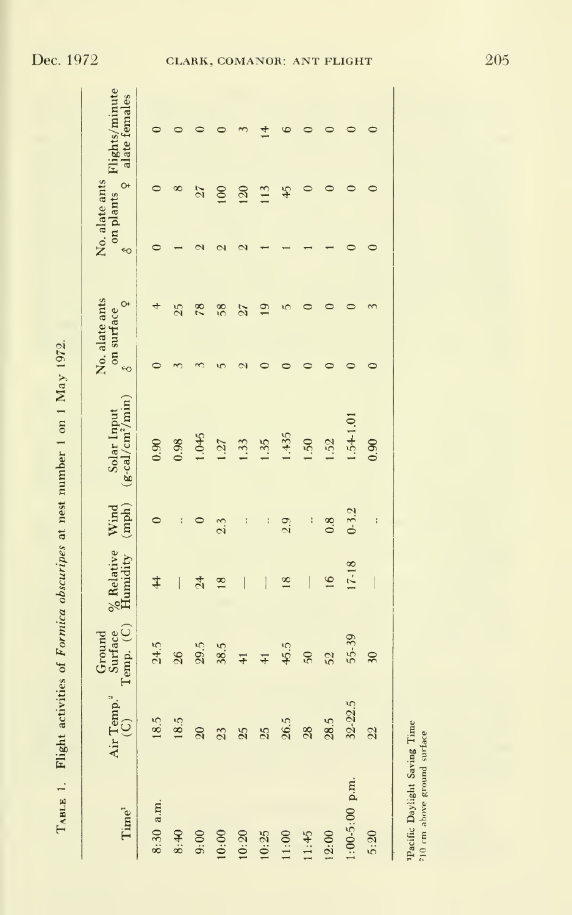Table 1. Flight activities of *Formica obscuripes* at nest number 1 on 1 May 1972.

| Time[1] | Air Temp.[2] (C) | Ground Surface Temp. (C) | % Relative Humidity | Wind (mph) | Solar Input (g-cal/cm²/min) | No. alate ants on surface ♂ | ♀ | No. alate ants on plants ♂ | ♀ | Flights/minute alate females |
|---|---|---|---|---|---|---|---|---|---|---|
| 8:30 a.m. | 18.5 | 24.5 | 44 | 0 | 0.90 | 0 | 4 | 0 | 0 | 0 |
| 8:40 | 18.5 | 26 | — | -- | 0.98 | 3 | 25 | 1 | 8 | 0 |
| 9:00 | 20 | 29.5 | 24 | 0 | 1.045 | 3 | 78 | 2 | 27 | 0 |
| 10:00 | 23 | 38.5 | 18 | 2.3 | 1.27 | 5 | 58 | 2 | 100 | 0 |
| 10:20 | 25 | 41 | — | -- | 1.33 | 2 | 27 | 2 | 120 | 3 |
| 10:25 | 25 | 41 | — | -- | 1.35 | 0 | 19 | 1 | 113 | 14 |
| 11:00 | 26.5 | 45.5 | 18 | 2.9 | 1.435 | 0 | 5 | 1 | 45 | 6 |
| 11:45 | 28 | 50 | — | -- | 1.50 | 0 | 0 | 1 | 0 | 0 |
| 12:00 | 28.5 | 52 | 16 | 0.8 | 1.52 | 0 | 0 | 1 | 0 | 0 |
| 1:00-5:00 p.m. | 32-22.5 | 55-39 | 17-18 | 0-3.2 | 1.54-1.01 | 0 | 0 | 0 | 0 | 0 |
| 5:20 | 22 | 30 | — | -- | 0.90 | 0 | 3 | 0 | 0 | 0 |

[1]Pacific Daylight Saving Time
[2]10 cm above ground surface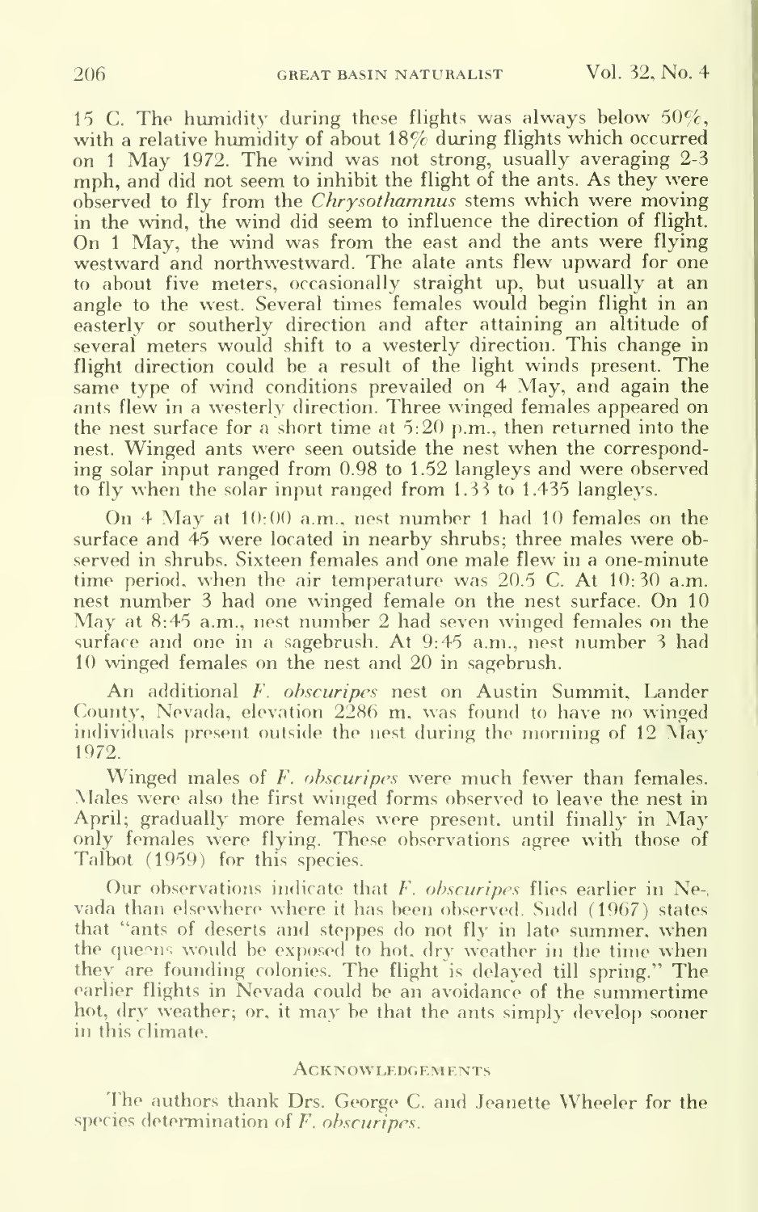15 C. The humidity during these flights was always below 50%, with a relative humidity of about 18% during flights which occurred on 1 May 1972. The wind was not strong, usually averaging 2-3 mph, and did not seem to inhibit the flight of the ants. As they were observed to fly from the *Chrysothamnus* stems which were moving in the wind, the wind did seem to influence the direction of flight. On 1 May, the wind was from the east and the ants were flying westward and northwestward. The alate ants flew upward for one to about five meters, occasionally straight up, but usually at an angle to the west. Several times females would begin flight in an easterly or southerly direction and after attaining an altitude of several meters would shift to a westerly direction. This change in flight direction could be a result of the light winds present. The same type of wind conditions prevailed on 4 May, and again the ants flew in a westerly direction. Three winged females appeared on the nest surface for a short time at 5:20 p.m., then returned into the nest. Winged ants were seen outside the nest when the corresponding solar input ranged from 0.98 to 1.52 langleys and were observed to fly when the solar input ranged from 1.33 to 1.435 langleys.

On 4 May at 10:00 a.m., nest number 1 had 10 females on the surface and 45 were located in nearby shrubs; three males were observed in shrubs. Sixteen females and one male flew in a one-minute time period, when the air temperature was 20.5 C. At 10:30 a.m. nest number 3 had one winged female on the nest surface. On 10 May at 8:45 a.m., nest number 2 had seven winged females on the surface and one in a sagebrush. At 9:45 a.m., nest number 3 had 10 winged females on the nest and 20 in sagebrush.

An additional *F. obscuripes* nest on Austin Summit, Lander County, Nevada, elevation 2286 m, was found to have no winged individuals present outside the nest during the morning of 12 May 1972.

Winged males of *F. obscuripes* were much fewer than females. Males were also the first winged forms observed to leave the nest in April; gradually more females were present, until finally in May only females were flying. These observations agree with those of Talbot (1959) for this species.

Our observations indicate that *F. obscuripes* flies earlier in Nevada than elsewhere where it has been observed. Sudd (1967) states that "ants of deserts and steppes do not fly in late summer, when the queens would be exposed to hot, dry weather in the time when they are founding colonies. The flight is delayed till spring." The earlier flights in Nevada could be an avoidance of the summertime hot, dry weather; or, it may be that the ants simply develop sooner in this climate.

## Acknowledgements

The authors thank Drs. George C. and Jeanette Wheeler for the species determination of *F. obscuripes*.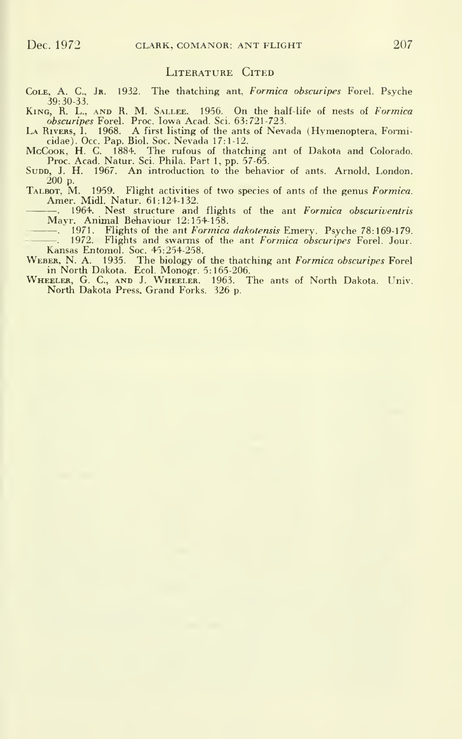## Literature Cited

Cole, A. C., Jr. 1932. The thatching ant, *Formica obscuripes* Forel. Psyche 39:30-33.

King, R. L., and R. M. Sallee. 1956. On the half-life of nests of *Formica obscuripes* Forel. Proc. Iowa Acad. Sci. 63:721-723.

La Rivers, I. 1968. A first listing of the ants of Nevada (Hymenoptera, Formicidae). Occ. Pap. Biol. Soc. Nevada 17:1-12.

McCook, H. C. 1884. The rufous of thatching ant of Dakota and Colorado. Proc. Acad. Natur. Sci. Phila. Part 1, pp. 57-65.

Sudd, J. H. 1967. An introduction to the behavior of ants. Arnold, London. 200 p.

Talbot, M. 1959. Flight activities of two species of ants of the genus *Formica*. Amer. Midl. Natur. 61:124-132.

———. 1964. Nest structure and flights of the ant *Formica obscuriventris* Mayr. Animal Behaviour 12:154-158.

———. 1971. Flights of the ant *Formica dakotensis* Emery. Psyche 78:169-179.

———. 1972. Flights and swarms of the ant *Formica obscuripes* Forel. Jour. Kansas Entomol. Soc. 45:254-258.

Weber, N. A. 1935. The biology of the thatching ant *Formica obscuripes* Forel in North Dakota. Ecol. Monogr. 5:165-206.

Wheeler, G. C., and J. Wheeler. 1963. The ants of North Dakota. Univ. North Dakota Press, Grand Forks. 326 p.